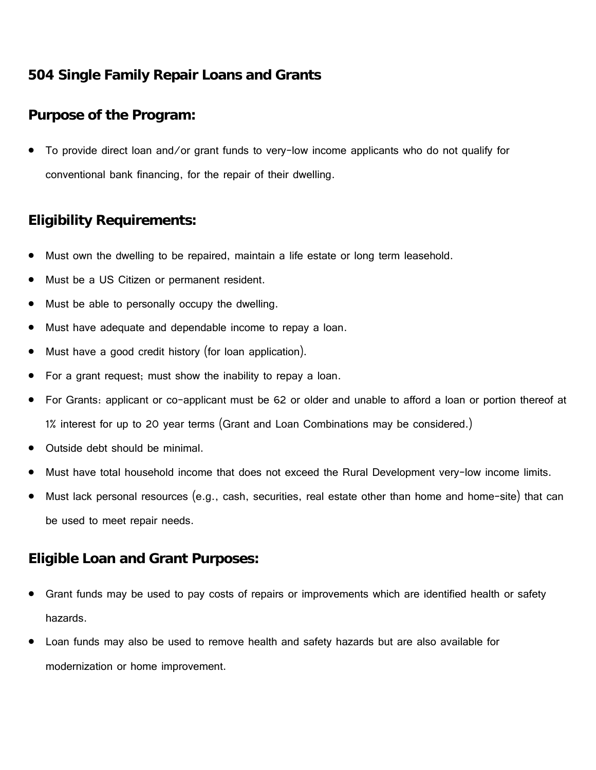# 504 Single Family Repair Loans and Grants

## Purpose of the Program:

- To provide direct loan and/or grant funds to very-low income applicants who do not qualify for conventional bank financing, for the repair of their dwelling.

## Eligibility Requirements:

- Must own the dwelling to be repaired, maintain a life estate or long term leasehold.
- Must be a US Citizen or permanent resident.
- Must be able to personally occupy the dwelling.
- Must have adequate and dependable income to repay a loan.
- Must have a good credit history (for loan application).
- For a grant request; must show the inability to repay a loan.
- For Grants: applicant or co-applicant must be 62 or older and unable to afford a loan or portion thereof at 1% interest for up to 20 year terms (Grant and Loan Combinations may be considered.)
- Outside debt should be minimal.
- Must have total household income that does not exceed the Rural Development very-low income limits.
- Must lack personal resources (e.g., cash, securities, real estate other than home and home-site) that can be used to meet repair needs.

## Eligible Loan and Grant Purposes:

- Grant funds may be used to pay costs of repairs or improvements which are identified health or safety hazards.
- Loan funds may also be used to remove health and safety hazards but are also available for modernization or home improvement.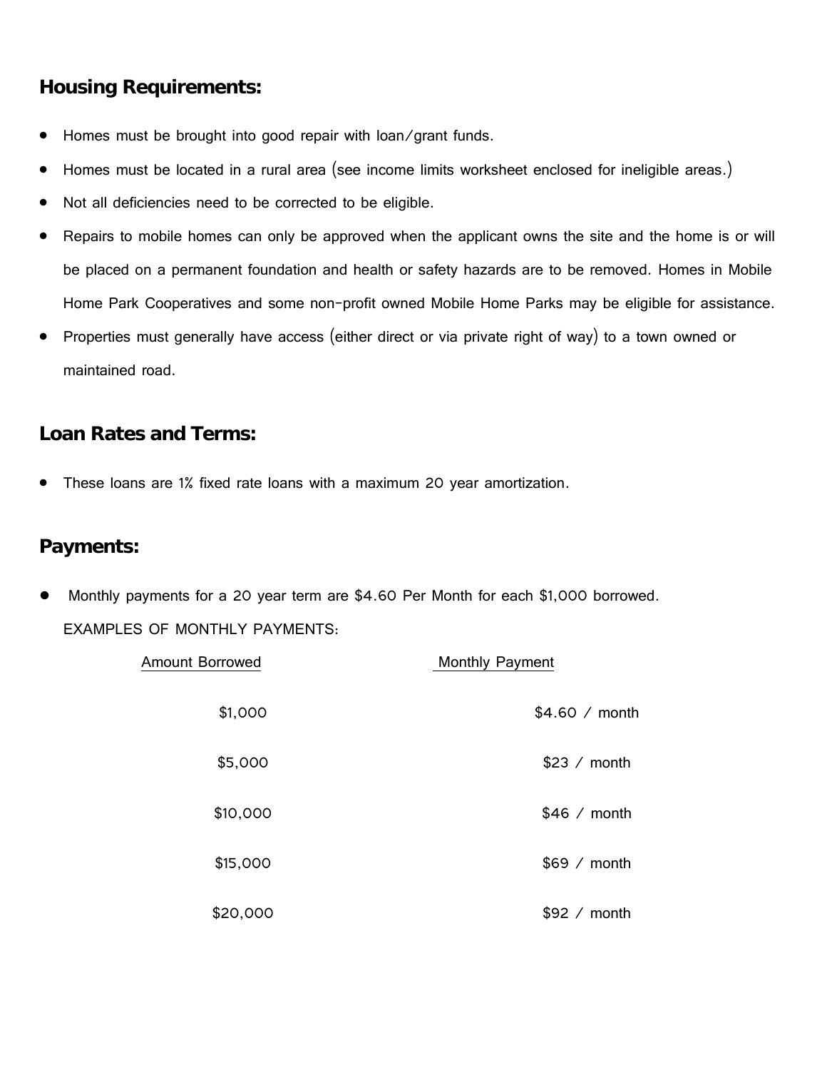## Housing Requirements:

- Homes must be brought into good repair with loan/grant funds.
- Homes must be located in a rural area (see income limits worksheet enclosed for ineligible areas.)
- Not all deficiencies need to be corrected to be eligible.
- Repairs to mobile homes can only be approved when the applicant owns the site and the home is or will be placed on a permanent foundation and health or safety hazards are to be removed. Homes in Mobile Home Park Cooperatives and some non-profit owned Mobile Home Parks may be eligible for assistance.
- Properties must generally have access (either direct or via private right of way) to a town owned or maintained road.

## Loan Rates and Terms:

- These loans are 1% fixed rate loans with a maximum 20 year amortization.

## Payments:

- Monthly payments for a 20 year term are $4.60 Per Month for each $1,000 borrowed.

EXAMPLES OF MONTHLY PAYMENTS:

| Amount Borrowed | Monthly Payment |
|---|---|
| $1,000 | $4.60 / month |
| $5,000 | $23 / month |
| $10,000 | $46 / month |
| $15,000 | $69 / month |
| $20,000 | $92 / month |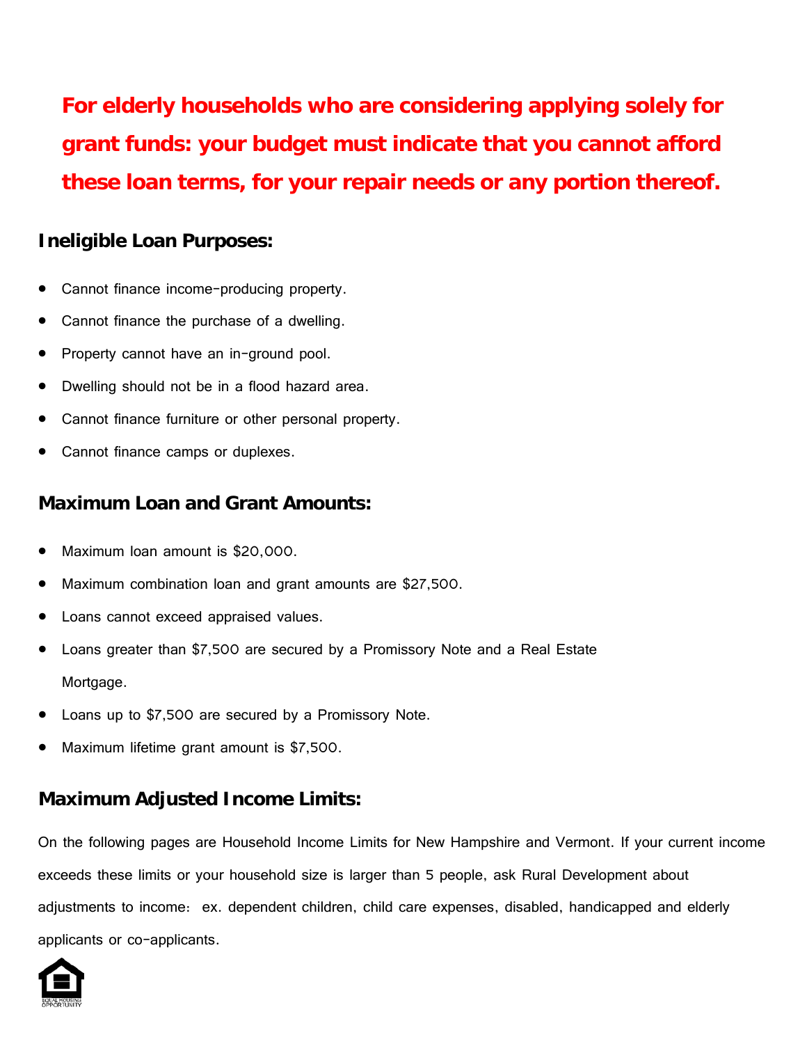**For elderly households who are considering applying solely for grant funds: your budget must indicate that you cannot afford these loan terms, for your repair needs or any portion thereof.**

### Ineligible Loan Purposes:

- Cannot finance income-producing property.
- Cannot finance the purchase of a dwelling.
- Property cannot have an in-ground pool.
- Dwelling should not be in a flood hazard area.
- Cannot finance furniture or other personal property.
- Cannot finance camps or duplexes.

### Maximum Loan and Grant Amounts:

- Maximum loan amount is $20,000.
- Maximum combination loan and grant amounts are $27,500.
- Loans cannot exceed appraised values.
- Loans greater than $7,500 are secured by a Promissory Note and a Real Estate Mortgage.
- Loans up to $7,500 are secured by a Promissory Note.
- Maximum lifetime grant amount is $7,500.

### Maximum Adjusted Income Limits:

On the following pages are Household Income Limits for New Hampshire and Vermont. If your current income exceeds these limits or your household size is larger than 5 people, ask Rural Development about adjustments to income: ex. dependent children, child care expenses, disabled, handicapped and elderly applicants or co-applicants.

EQUAL HOUSING OPPORTUNITY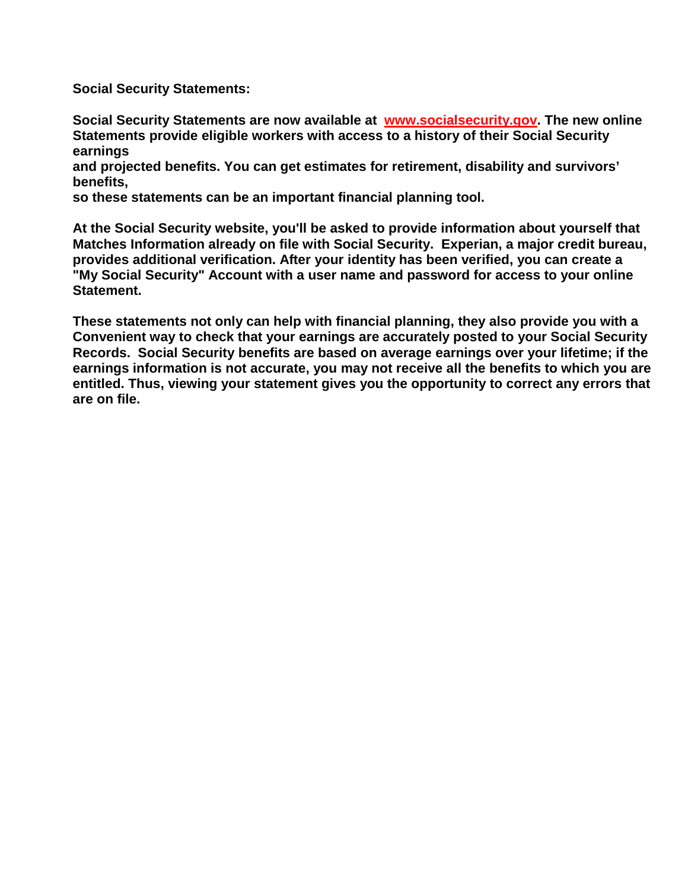**Social Security Statements:**

**Social Security Statements are now available at [www.socialsecurity.gov](http://www.socialsecurity.gov). The new online Statements provide eligible workers with access to a history of their Social Security earnings and projected benefits. You can get estimates for retirement, disability and survivors' benefits, so these statements can be an important financial planning tool.**

**At the Social Security website, you'll be asked to provide information about yourself that Matches Information already on file with Social Security. Experian, a major credit bureau, provides additional verification. After your identity has been verified, you can create a "My Social Security" Account with a user name and password for access to your online Statement.**

**These statements not only can help with financial planning, they also provide you with a Convenient way to check that your earnings are accurately posted to your Social Security Records. Social Security benefits are based on average earnings over your lifetime; if the earnings information is not accurate, you may not receive all the benefits to which you are entitled. Thus, viewing your statement gives you the opportunity to correct any errors that are on file.**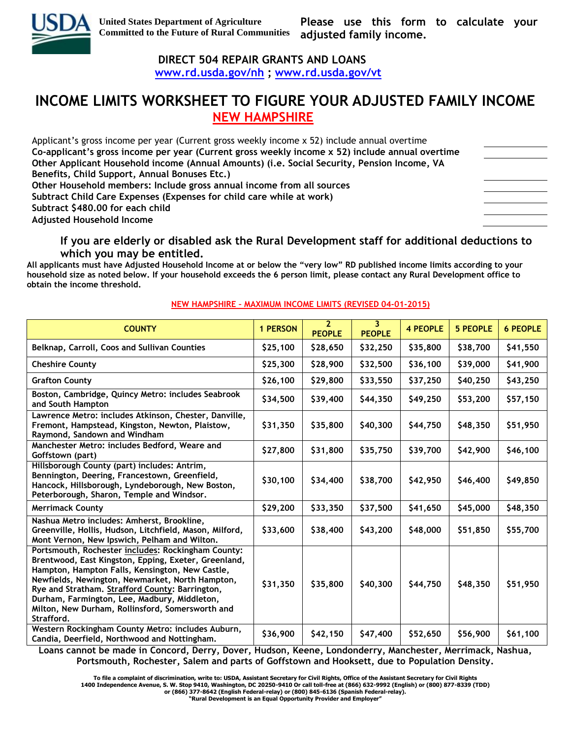United States Department of Agriculture
Committed to the Future of Rural Communities

**Please use this form to calculate your adjusted family income.**

**DIRECT 504 REPAIR GRANTS AND LOANS**
**www.rd.usda.gov/nh ; www.rd.usda.gov/vt**

# INCOME LIMITS WORKSHEET TO FIGURE YOUR ADJUSTED FAMILY INCOME

## NEW HAMPSHIRE

Applicant's gross income per year (Current gross weekly income x 52) include annual overtime ____________
**Co-applicant's gross income per year (Current gross weekly income x 52) include annual overtime** ____________
**Other Applicant Household income (Annual Amounts) (i.e. Social Security, Pension Income, VA Benefits, Child Support, Annual Bonuses Etc.)** ____________
**Other Household members: Include gross annual income from all sources** ____________
**Subtract Child Care Expenses (Expenses for child care while at work)** ____________
**Subtract $480.00 for each child** ____________
**Adjusted Household Income** ____________

**If you are elderly or disabled ask the Rural Development staff for additional deductions to which you may be entitled.**

**All applicants must have Adjusted Household Income at or below the "very low" RD published income limits according to your household size as noted below. If your household exceeds the 6 person limit, please contact any Rural Development office to obtain the income threshold.**

**NEW HAMPSHIRE - MAXIMUM INCOME LIMITS (REVISED 04-01-2015)**

| COUNTY | 1 PERSON | 2 PEOPLE | 3 PEOPLE | 4 PEOPLE | 5 PEOPLE | 6 PEOPLE |
|---|---|---|---|---|---|---|
| Belknap, Carroll, Coos and Sullivan Counties | $25,100 | $28,650 | $32,250 | $35,800 | $38,700 | $41,550 |
| Cheshire County | $25,300 | $28,900 | $32,500 | $36,100 | $39,000 | $41,900 |
| Grafton County | $26,100 | $29,800 | $33,550 | $37,250 | $40,250 | $43,250 |
| Boston, Cambridge, Quincy Metro: includes Seabrook and South Hampton | $34,500 | $39,400 | $44,350 | $49,250 | $53,200 | $57,150 |
| Lawrence Metro: includes Atkinson, Chester, Danville, Fremont, Hampstead, Kingston, Newton, Plaistow, Raymond, Sandown and Windham | $31,350 | $35,800 | $40,300 | $44,750 | $48,350 | $51,950 |
| Manchester Metro: includes Bedford, Weare and Goffstown (part) | $27,800 | $31,800 | $35,750 | $39,700 | $42,900 | $46,100 |
| Hillsborough County (part) includes: Antrim, Bennington, Deering, Francestown, Greenfield, Hancock, Hillsborough, Lyndeborough, New Boston, Peterborough, Sharon, Temple and Windsor. | $30,100 | $34,400 | $38,700 | $42,950 | $46,400 | $49,850 |
| Merrimack County | $29,200 | $33,350 | $37,500 | $41,650 | $45,000 | $48,350 |
| Nashua Metro includes: Amherst, Brookline, Greenville, Hollis, Hudson, Litchfield, Mason, Milford, Mont Vernon, New Ipswich, Pelham and Wilton. | $33,600 | $38,400 | $43,200 | $48,000 | $51,850 | $55,700 |
| Portsmouth, Rochester includes: Rockingham County: Brentwood, East Kingston, Epping, Exeter, Greenland, Hampton, Hampton Falls, Kensington, New Castle, Newfields, Newington, Newmarket, North Hampton, Rye and Stratham. Strafford County: Barrington, Durham, Farmington, Lee, Madbury, Middleton, Milton, New Durham, Rollinsford, Somersworth and Strafford. | $31,350 | $35,800 | $40,300 | $44,750 | $48,350 | $51,950 |
| Western Rockingham County Metro: includes Auburn, Candia, Deerfield, Northwood and Nottingham. | $36,900 | $42,150 | $47,400 | $52,650 | $56,900 | $61,100 |

**Loans cannot be made in Concord, Derry, Dover, Hudson, Keene, Londonderry, Manchester, Merrimack, Nashua, Portsmouth, Rochester, Salem and parts of Goffstown and Hooksett, due to Population Density.**

To file a complaint of discrimination, write to: USDA, Assistant Secretary for Civil Rights, Office of the Assistant Secretary for Civil Rights 1400 Independence Avenue, S. W. Stop 9410, Washington, DC 20250-9410 Or call toll-free at (866) 632-9992 (English) or (800) 877-8339 (TDD) or (866) 377-8642 (English Federal-relay) or (800) 845-6136 (Spanish Federal-relay).
"Rural Development is an Equal Opportunity Provider and Employer"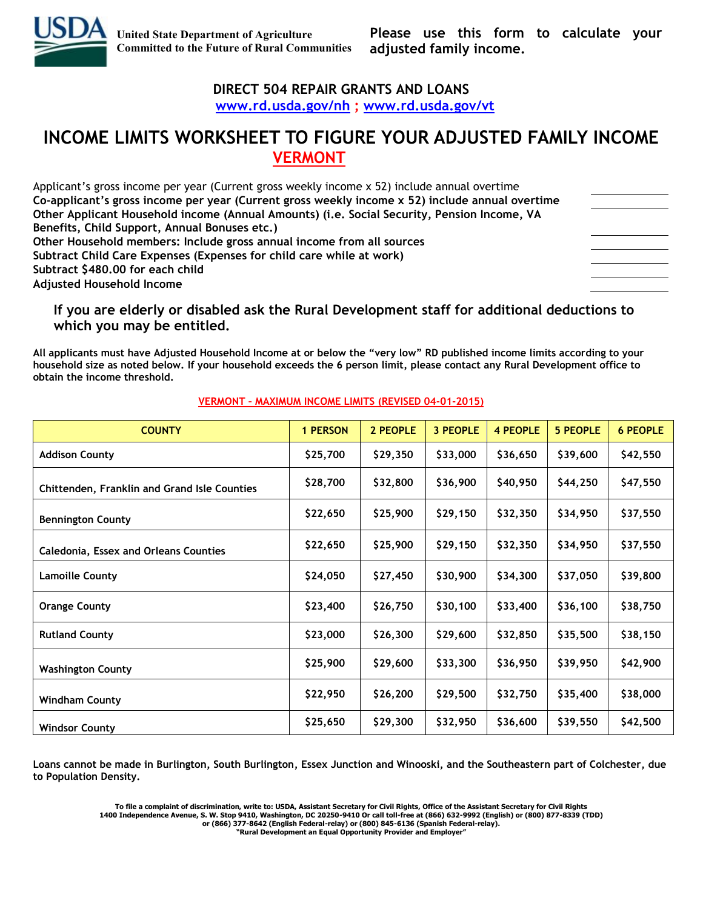United State Department of Agriculture
Committed to the Future of Rural Communities

**Please use this form to calculate your adjusted family income.**

## DIRECT 504 REPAIR GRANTS AND LOANS

www.rd.usda.gov/nh ; www.rd.usda.gov/vt

# INCOME LIMITS WORKSHEET TO FIGURE YOUR ADJUSTED FAMILY INCOME

## VERMONT

Applicant's gross income per year (Current gross weekly income x 52) include annual overtime ____________

**Co-applicant's gross income per year (Current gross weekly income x 52) include annual overtime** ____________

**Other Applicant Household income (Annual Amounts) (i.e. Social Security, Pension Income, VA Benefits, Child Support, Annual Bonuses etc.)** ____________

**Other Household members: Include gross annual income from all sources** ____________

**Subtract Child Care Expenses (Expenses for child care while at work)** ____________

**Subtract $480.00 for each child** ____________

**Adjusted Household Income** ____________

**If you are elderly or disabled ask the Rural Development staff for additional deductions to which you may be entitled.**

**All applicants must have Adjusted Household Income at or below the "very low" RD published income limits according to your household size as noted below. If your household exceeds the 6 person limit, please contact any Rural Development office to obtain the income threshold.**

**VERMONT – MAXIMUM INCOME LIMITS (REVISED 04-01-2015)**

| COUNTY | 1 PERSON | 2 PEOPLE | 3 PEOPLE | 4 PEOPLE | 5 PEOPLE | 6 PEOPLE |
|---|---|---|---|---|---|---|
| Addison County | $25,700 | $29,350 | $33,000 | $36,650 | $39,600 | $42,550 |
| Chittenden, Franklin and Grand Isle Counties | $28,700 | $32,800 | $36,900 | $40,950 | $44,250 | $47,550 |
| Bennington County | $22,650 | $25,900 | $29,150 | $32,350 | $34,950 | $37,550 |
| Caledonia, Essex and Orleans Counties | $22,650 | $25,900 | $29,150 | $32,350 | $34,950 | $37,550 |
| Lamoille County | $24,050 | $27,450 | $30,900 | $34,300 | $37,050 | $39,800 |
| Orange County | $23,400 | $26,750 | $30,100 | $33,400 | $36,100 | $38,750 |
| Rutland County | $23,000 | $26,300 | $29,600 | $32,850 | $35,500 | $38,150 |
| Washington County | $25,900 | $29,600 | $33,300 | $36,950 | $39,950 | $42,900 |
| Windham County | $22,950 | $26,200 | $29,500 | $32,750 | $35,400 | $38,000 |
| Windsor County | $25,650 | $29,300 | $32,950 | $36,600 | $39,550 | $42,500 |

**Loans cannot be made in Burlington, South Burlington, Essex Junction and Winooski, and the Southeastern part of Colchester, due to Population Density.**

**To file a complaint of discrimination, write to: USDA, Assistant Secretary for Civil Rights, Office of the Assistant Secretary for Civil Rights 1400 Independence Avenue, S. W. Stop 9410, Washington, DC 20250-9410 Or call toll-free at (866) 632-9992 (English) or (800) 877-8339 (TDD) or (866) 377-8642 (English Federal-relay) or (800) 845-6136 (Spanish Federal-relay).**
**"Rural Development an Equal Opportunity Provider and Employer"**